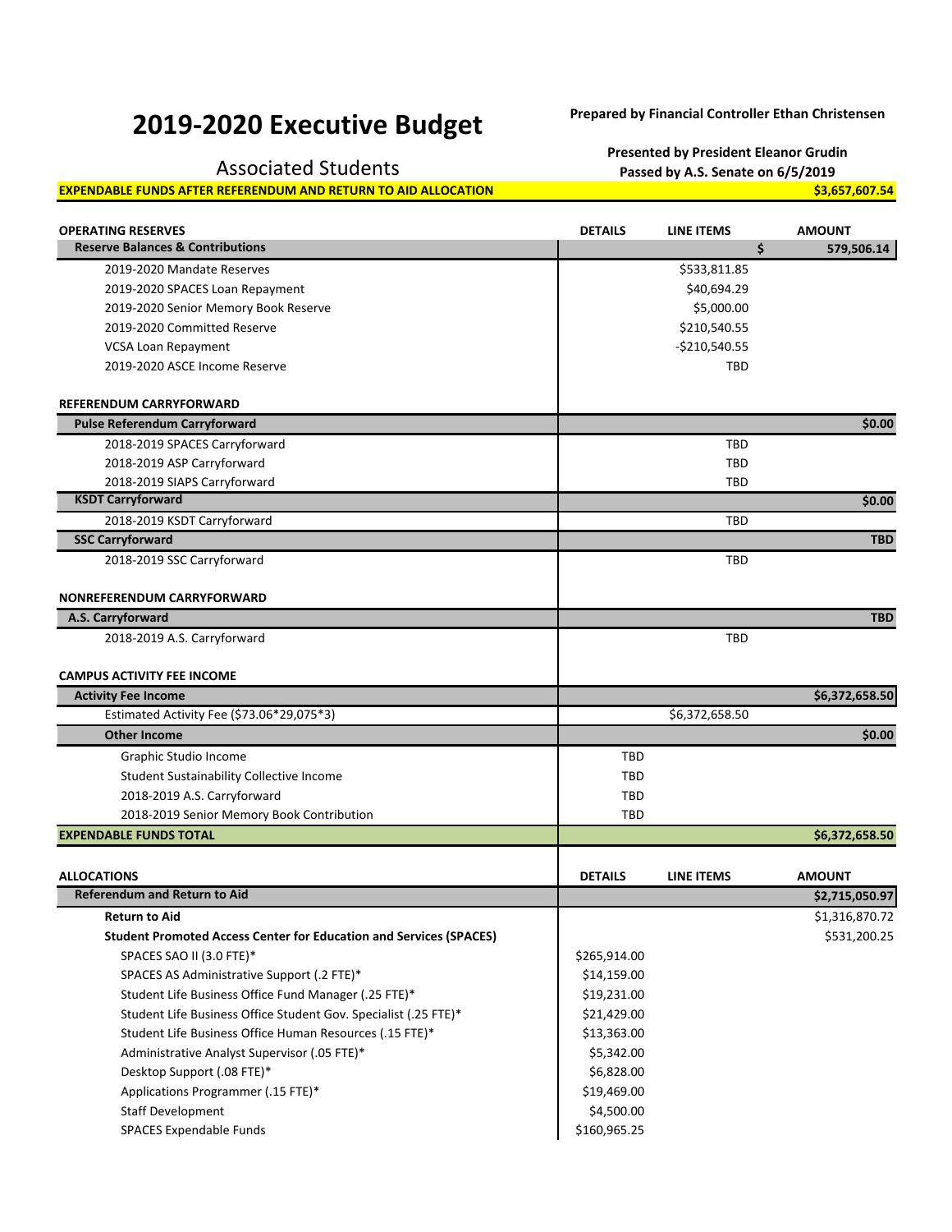# 2019-2020 Executive Budget

**Prepared by Financial Controller Ethan Christensen**

## Associated Students

**Presented by President Eleanor Grudin**
**Passed by A.S. Senate on 6/5/2019**

**EXPENDABLE FUNDS AFTER REFERENDUM AND RETURN TO AID ALLOCATION** **$3,657,607.54**

| OPERATING RESERVES | DETAILS | LINE ITEMS | AMOUNT |
|---|---|---|---|
| **Reserve Balances & Contributions** | | | **$ 579,506.14** |
| 2019-2020 Mandate Reserves | | $533,811.85 | |
| 2019-2020 SPACES Loan Repayment | | $40,694.29 | |
| 2019-2020 Senior Memory Book Reserve | | $5,000.00 | |
| 2019-2020 Committed Reserve | | $210,540.55 | |
| VCSA Loan Repayment | | -$210,540.55 | |
| 2019-2020 ASCE Income Reserve | | TBD | |
| | | | |
| **REFERENDUM CARRYFORWARD** | | | |
| **Pulse Referendum Carryforward** | | | **$0.00** |
| 2018-2019 SPACES Carryforward | | TBD | |
| 2018-2019 ASP Carryforward | | TBD | |
| 2018-2019 SIAPS Carryforward | | TBD | |
| **KSDT Carryforward** | | | **$0.00** |
| 2018-2019 KSDT Carryforward | | TBD | |
| **SSC Carryforward** | | | **TBD** |
| 2018-2019 SSC Carryforward | | TBD | |
| | | | |
| **NONREFERENDUM CARRYFORWARD** | | | |
| **A.S. Carryforward** | | | **TBD** |
| 2018-2019 A.S. Carryforward | | TBD | |
| | | | |
| **CAMPUS ACTIVITY FEE INCOME** | | | |
| **Activity Fee Income** | | | **$6,372,658.50** |
| Estimated Activity Fee ($73.06*29,075*3) | | $6,372,658.50 | |
| **Other Income** | | | **$0.00** |
| Graphic Studio Income | TBD | | |
| Student Sustainability Collective Income | TBD | | |
| 2018-2019 A.S. Carryforward | TBD | | |
| 2018-2019 Senior Memory Book Contribution | TBD | | |
| **EXPENDABLE FUNDS TOTAL** | | | **$6,372,658.50** |

| ALLOCATIONS | DETAILS | LINE ITEMS | AMOUNT |
|---|---|---|---|
| **Referendum and Return to Aid** | | | **$2,715,050.97** |
| **Return to Aid** | | | $1,316,870.72 |
| **Student Promoted Access Center for Education and Services (SPACES)** | | | $531,200.25 |
| SPACES SAO II (3.0 FTE)* | $265,914.00 | | |
| SPACES AS Administrative Support (.2 FTE)* | $14,159.00 | | |
| Student Life Business Office Fund Manager (.25 FTE)* | $19,231.00 | | |
| Student Life Business Office Student Gov. Specialist (.25 FTE)* | $21,429.00 | | |
| Student Life Business Office Human Resources (.15 FTE)* | $13,363.00 | | |
| Administrative Analyst Supervisor (.05 FTE)* | $5,342.00 | | |
| Desktop Support (.08 FTE)* | $6,828.00 | | |
| Applications Programmer (.15 FTE)* | $19,469.00 | | |
| Staff Development | $4,500.00 | | |
| SPACES Expendable Funds | $160,965.25 | | |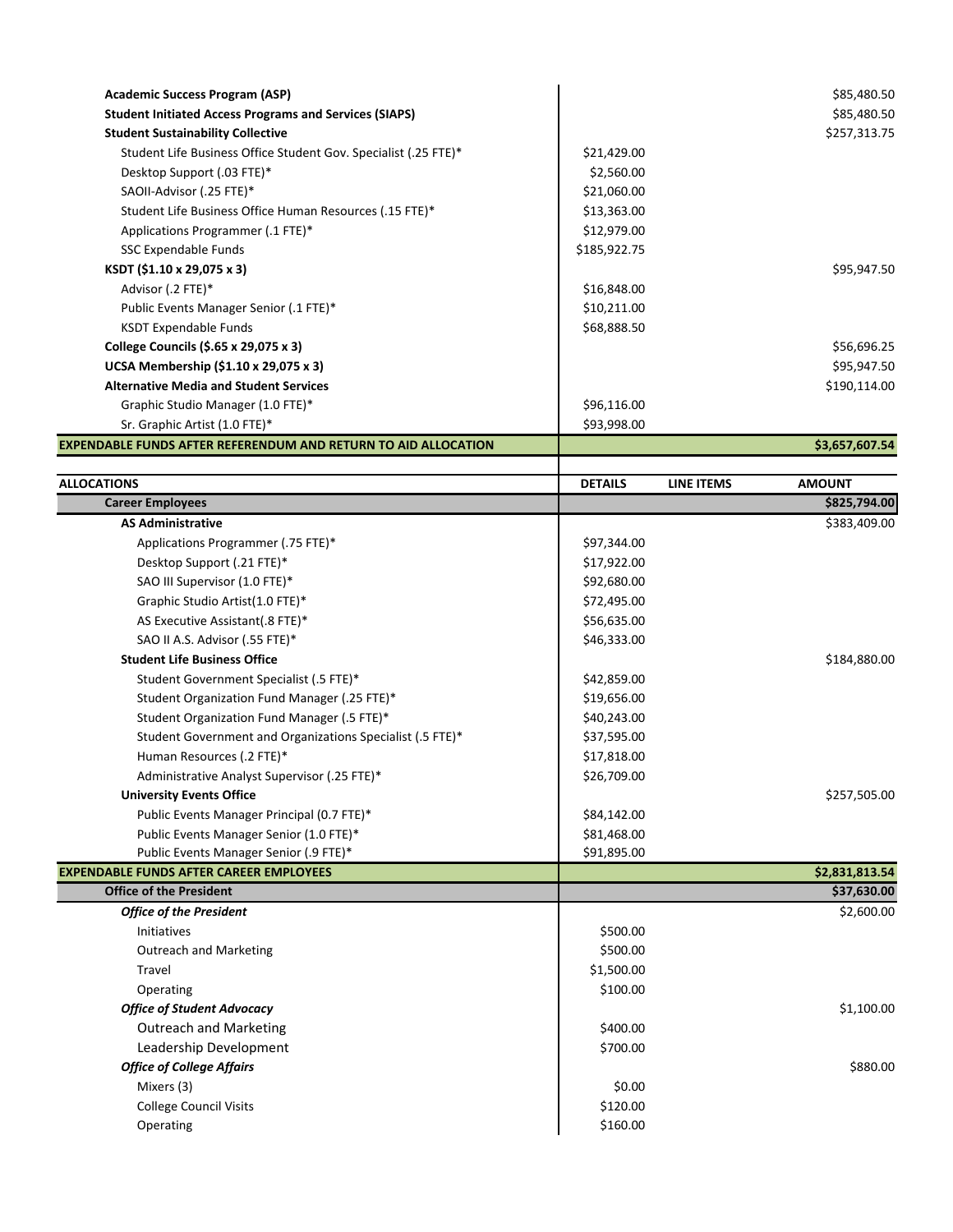| | | | |
|---|---|---|---|
| **Academic Success Program (ASP)** | | | $85,480.50 |
| **Student Initiated Access Programs and Services (SIAPS)** | | | $85,480.50 |
| **Student Sustainability Collective** | | | $257,313.75 |
| Student Life Business Office Student Gov. Specialist (.25 FTE)* | $21,429.00 | | |
| Desktop Support (.03 FTE)* | $2,560.00 | | |
| SAOII-Advisor (.25 FTE)* | $21,060.00 | | |
| Student Life Business Office Human Resources (.15 FTE)* | $13,363.00 | | |
| Applications Programmer (.1 FTE)* | $12,979.00 | | |
| SSC Expendable Funds | $185,922.75 | | |
| **KSDT ($1.10 x 29,075 x 3)** | | | $95,947.50 |
| Advisor (.2 FTE)* | $16,848.00 | | |
| Public Events Manager Senior (.1 FTE)* | $10,211.00 | | |
| KSDT Expendable Funds | $68,888.50 | | |
| **College Councils ($.65 x 29,075 x 3)** | | | $56,696.25 |
| **UCSA Membership ($1.10 x 29,075 x 3)** | | | $95,947.50 |
| **Alternative Media and Student Services** | | | $190,114.00 |
| Graphic Studio Manager (1.0 FTE)* | $96,116.00 | | |
| Sr. Graphic Artist (1.0 FTE)* | $93,998.00 | | |
| **EXPENDABLE FUNDS AFTER REFERENDUM AND RETURN TO AID ALLOCATION** | | | **$3,657,607.54** |

| ALLOCATIONS | DETAILS | LINE ITEMS | AMOUNT |
|---|---|---|---|
| **Career Employees** | | | **$825,794.00** |
| **AS Administrative** | | | $383,409.00 |
| Applications Programmer (.75 FTE)* | $97,344.00 | | |
| Desktop Support (.21 FTE)* | $17,922.00 | | |
| SAO III Supervisor (1.0 FTE)* | $92,680.00 | | |
| Graphic Studio Artist(1.0 FTE)* | $72,495.00 | | |
| AS Executive Assistant(.8 FTE)* | $56,635.00 | | |
| SAO II A.S. Advisor (.55 FTE)* | $46,333.00 | | |
| **Student Life Business Office** | | | $184,880.00 |
| Student Government Specialist (.5 FTE)* | $42,859.00 | | |
| Student Organization Fund Manager (.25 FTE)* | $19,656.00 | | |
| Student Organization Fund Manager (.5 FTE)* | $40,243.00 | | |
| Student Government and Organizations Specialist (.5 FTE)* | $37,595.00 | | |
| Human Resources (.2 FTE)* | $17,818.00 | | |
| Administrative Analyst Supervisor (.25 FTE)* | $26,709.00 | | |
| **University Events Office** | | | $257,505.00 |
| Public Events Manager Principal (0.7 FTE)* | $84,142.00 | | |
| Public Events Manager Senior (1.0 FTE)* | $81,468.00 | | |
| Public Events Manager Senior (.9 FTE)* | $91,895.00 | | |
| **EXPENDABLE FUNDS AFTER CAREER EMPLOYEES** | | | **$2,831,813.54** |
| **Office of the President** | | | **$37,630.00** |
| ***Office of the President*** | | | $2,600.00 |
| Initiatives | $500.00 | | |
| Outreach and Marketing | $500.00 | | |
| Travel | $1,500.00 | | |
| Operating | $100.00 | | |
| ***Office of Student Advocacy*** | | | $1,100.00 |
| Outreach and Marketing | $400.00 | | |
| Leadership Development | $700.00 | | |
| ***Office of College Affairs*** | | | $880.00 |
| Mixers (3) | $0.00 | | |
| College Council Visits | $120.00 | | |
| Operating | $160.00 | | |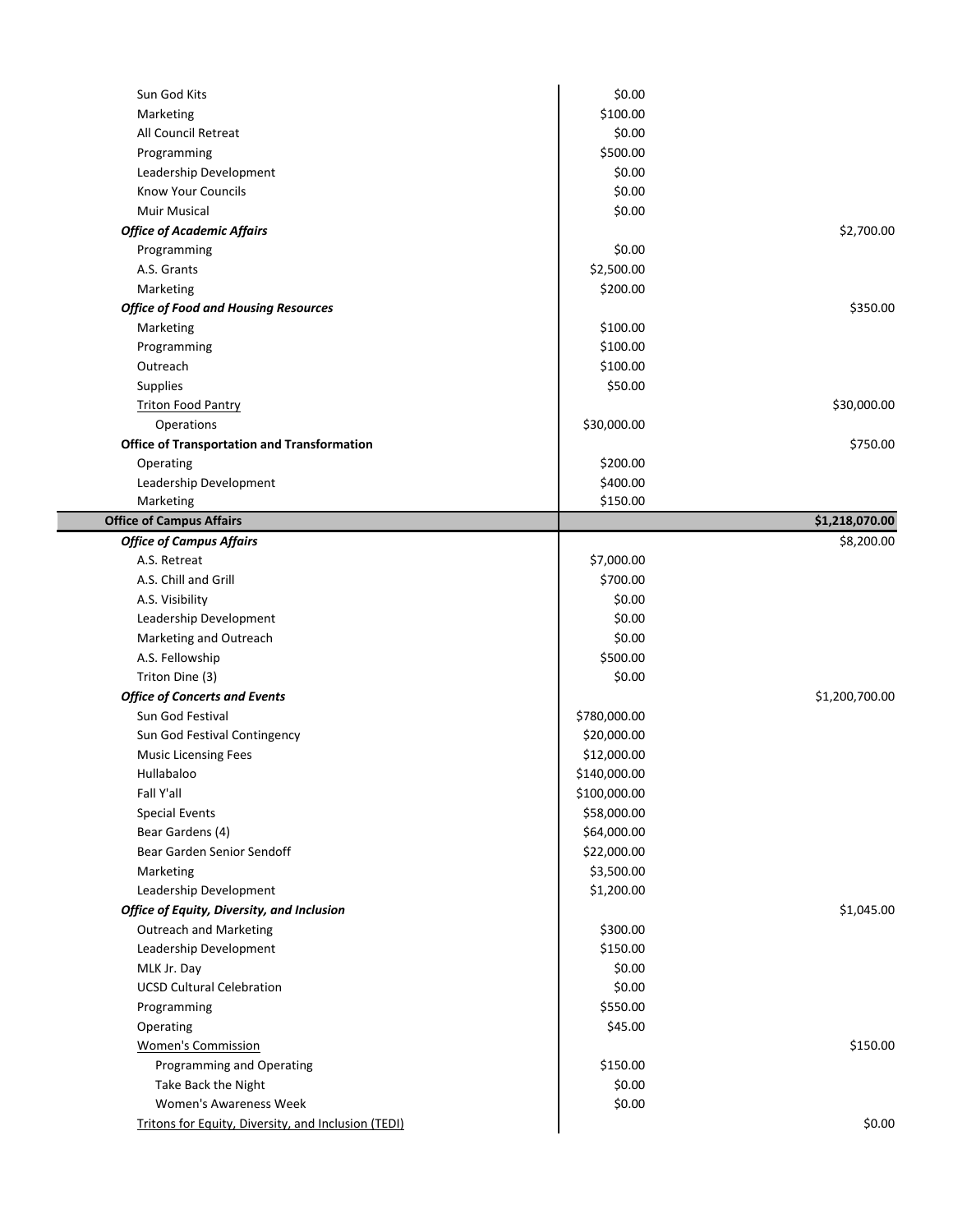| Item | Amount | Total |
|---|---|---|
| Sun God Kits | $0.00 | |
| Marketing | $100.00 | |
| All Council Retreat | $0.00 | |
| Programming | $500.00 | |
| Leadership Development | $0.00 | |
| Know Your Councils | $0.00 | |
| Muir Musical | $0.00 | |
| ***Office of Academic Affairs*** | | $2,700.00 |
| Programming | $0.00 | |
| A.S. Grants | $2,500.00 | |
| Marketing | $200.00 | |
| ***Office of Food and Housing Resources*** | | $350.00 |
| Marketing | $100.00 | |
| Programming | $100.00 | |
| Outreach | $100.00 | |
| Supplies | $50.00 | |
| <u>Triton Food Pantry</u> | | $30,000.00 |
| Operations | $30,000.00 | |
| **Office of Transportation and Transformation** | | $750.00 |
| Operating | $200.00 | |
| Leadership Development | $400.00 | |
| Marketing | $150.00 | |
| **Office of Campus Affairs** | | **$1,218,070.00** |
| ***Office of Campus Affairs*** | | $8,200.00 |
| A.S. Retreat | $7,000.00 | |
| A.S. Chill and Grill | $700.00 | |
| A.S. Visibility | $0.00 | |
| Leadership Development | $0.00 | |
| Marketing and Outreach | $0.00 | |
| A.S. Fellowship | $500.00 | |
| Triton Dine (3) | $0.00 | |
| ***Office of Concerts and Events*** | | $1,200,700.00 |
| Sun God Festival | $780,000.00 | |
| Sun God Festival Contingency | $20,000.00 | |
| Music Licensing Fees | $12,000.00 | |
| Hullabaloo | $140,000.00 | |
| Fall Y'all | $100,000.00 | |
| Special Events | $58,000.00 | |
| Bear Gardens (4) | $64,000.00 | |
| Bear Garden Senior Sendoff | $22,000.00 | |
| Marketing | $3,500.00 | |
| Leadership Development | $1,200.00 | |
| ***Office of Equity, Diversity, and Inclusion*** | | $1,045.00 |
| Outreach and Marketing | $300.00 | |
| Leadership Development | $150.00 | |
| MLK Jr. Day | $0.00 | |
| UCSD Cultural Celebration | $0.00 | |
| Programming | $550.00 | |
| Operating | $45.00 | |
| <u>Women's Commission</u> | | $150.00 |
| Programming and Operating | $150.00 | |
| Take Back the Night | $0.00 | |
| Women's Awareness Week | $0.00 | |
| <u>Tritons for Equity, Diversity, and Inclusion (TEDI)</u> | | $0.00 |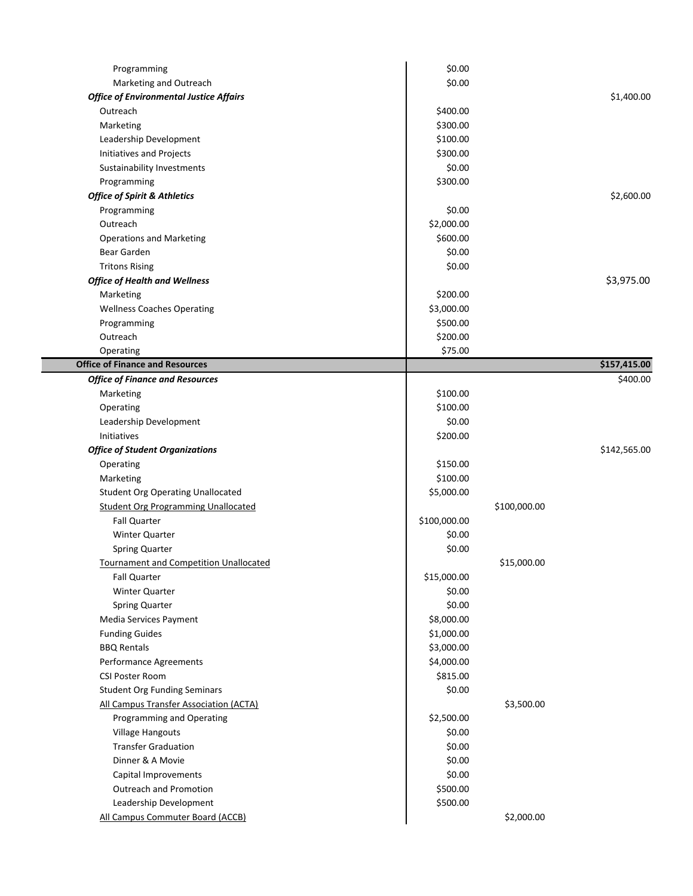| Item | Line Amount | Subtotal | Total |
|---|---|---|---|
| Programming | $0.00 | | |
| Marketing and Outreach | $0.00 | | |
| ***Office of Environmental Justice Affairs*** | | | $1,400.00 |
| Outreach | $400.00 | | |
| Marketing | $300.00 | | |
| Leadership Development | $100.00 | | |
| Initiatives and Projects | $300.00 | | |
| Sustainability Investments | $0.00 | | |
| Programming | $300.00 | | |
| ***Office of Spirit & Athletics*** | | | $2,600.00 |
| Programming | $0.00 | | |
| Outreach | $2,000.00 | | |
| Operations and Marketing | $600.00 | | |
| Bear Garden | $0.00 | | |
| Tritons Rising | $0.00 | | |
| ***Office of Health and Wellness*** | | | $3,975.00 |
| Marketing | $200.00 | | |
| Wellness Coaches Operating | $3,000.00 | | |
| Programming | $500.00 | | |
| Outreach | $200.00 | | |
| Operating | $75.00 | | |
| **Office of Finance and Resources** | | | **$157,415.00** |
| ***Office of Finance and Resources*** | | | $400.00 |
| Marketing | $100.00 | | |
| Operating | $100.00 | | |
| Leadership Development | $0.00 | | |
| Initiatives | $200.00 | | |
| ***Office of Student Organizations*** | | | $142,565.00 |
| Operating | $150.00 | | |
| Marketing | $100.00 | | |
| Student Org Operating Unallocated | $5,000.00 | | |
| Student Org Programming Unallocated | | $100,000.00 | |
| Fall Quarter | $100,000.00 | | |
| Winter Quarter | $0.00 | | |
| Spring Quarter | $0.00 | | |
| Tournament and Competition Unallocated | | $15,000.00 | |
| Fall Quarter | $15,000.00 | | |
| Winter Quarter | $0.00 | | |
| Spring Quarter | $0.00 | | |
| Media Services Payment | $8,000.00 | | |
| Funding Guides | $1,000.00 | | |
| BBQ Rentals | $3,000.00 | | |
| Performance Agreements | $4,000.00 | | |
| CSI Poster Room | $815.00 | | |
| Student Org Funding Seminars | $0.00 | | |
| All Campus Transfer Association (ACTA) | | $3,500.00 | |
| Programming and Operating | $2,500.00 | | |
| Village Hangouts | $0.00 | | |
| Transfer Graduation | $0.00 | | |
| Dinner & A Movie | $0.00 | | |
| Capital Improvements | $0.00 | | |
| Outreach and Promotion | $500.00 | | |
| Leadership Development | $500.00 | | |
| All Campus Commuter Board (ACCB) | | $2,000.00 | |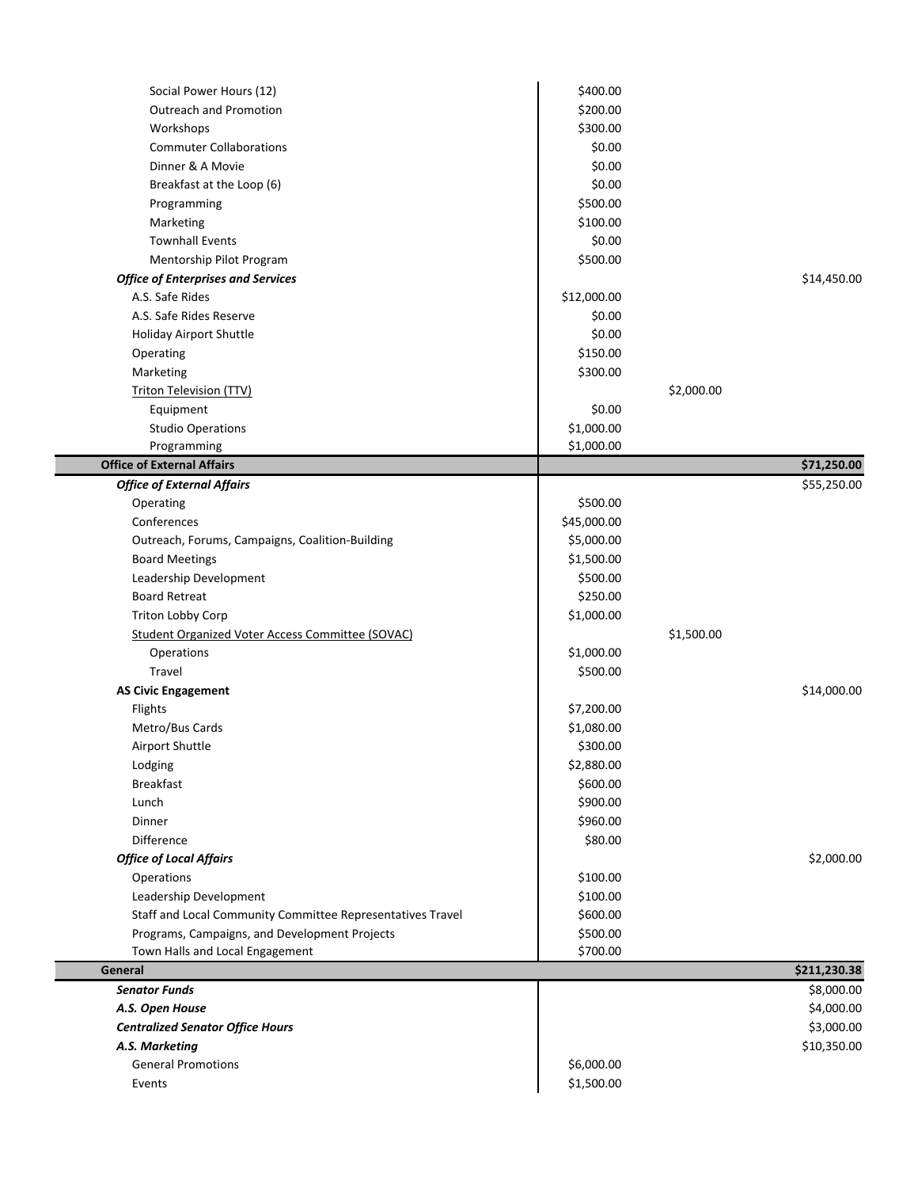| Item | Line Amount | Subtotal | Total |
|---|---|---|---|
| Social Power Hours (12) | $400.00 | | |
| Outreach and Promotion | $200.00 | | |
| Workshops | $300.00 | | |
| Commuter Collaborations | $0.00 | | |
| Dinner & A Movie | $0.00 | | |
| Breakfast at the Loop (6) | $0.00 | | |
| Programming | $500.00 | | |
| Marketing | $100.00 | | |
| Townhall Events | $0.00 | | |
| Mentorship Pilot Program | $500.00 | | |
| ***Office of Enterprises and Services*** | | | $14,450.00 |
| A.S. Safe Rides | $12,000.00 | | |
| A.S. Safe Rides Reserve | $0.00 | | |
| Holiday Airport Shuttle | $0.00 | | |
| Operating | $150.00 | | |
| Marketing | $300.00 | | |
| Triton Television (TTV) | | $2,000.00 | |
| Equipment | $0.00 | | |
| Studio Operations | $1,000.00 | | |
| Programming | $1,000.00 | | |
| **Office of External Affairs** | | | **$71,250.00** |
| ***Office of External Affairs*** | | | $55,250.00 |
| Operating | $500.00 | | |
| Conferences | $45,000.00 | | |
| Outreach, Forums, Campaigns, Coalition-Building | $5,000.00 | | |
| Board Meetings | $1,500.00 | | |
| Leadership Development | $500.00 | | |
| Board Retreat | $250.00 | | |
| Triton Lobby Corp | $1,000.00 | | |
| Student Organized Voter Access Committee (SOVAC) | | $1,500.00 | |
| Operations | $1,000.00 | | |
| Travel | $500.00 | | |
| **AS Civic Engagement** | | | $14,000.00 |
| Flights | $7,200.00 | | |
| Metro/Bus Cards | $1,080.00 | | |
| Airport Shuttle | $300.00 | | |
| Lodging | $2,880.00 | | |
| Breakfast | $600.00 | | |
| Lunch | $900.00 | | |
| Dinner | $960.00 | | |
| Difference | $80.00 | | |
| ***Office of Local Affairs*** | | | $2,000.00 |
| Operations | $100.00 | | |
| Leadership Development | $100.00 | | |
| Staff and Local Community Committee Representatives Travel | $600.00 | | |
| Programs, Campaigns, and Development Projects | $500.00 | | |
| Town Halls and Local Engagement | $700.00 | | |
| **General** | | | **$211,230.38** |
| ***Senator Funds*** | | | $8,000.00 |
| ***A.S. Open House*** | | | $4,000.00 |
| ***Centralized Senator Office Hours*** | | | $3,000.00 |
| ***A.S. Marketing*** | | | $10,350.00 |
| General Promotions | $6,000.00 | | |
| Events | $1,500.00 | | |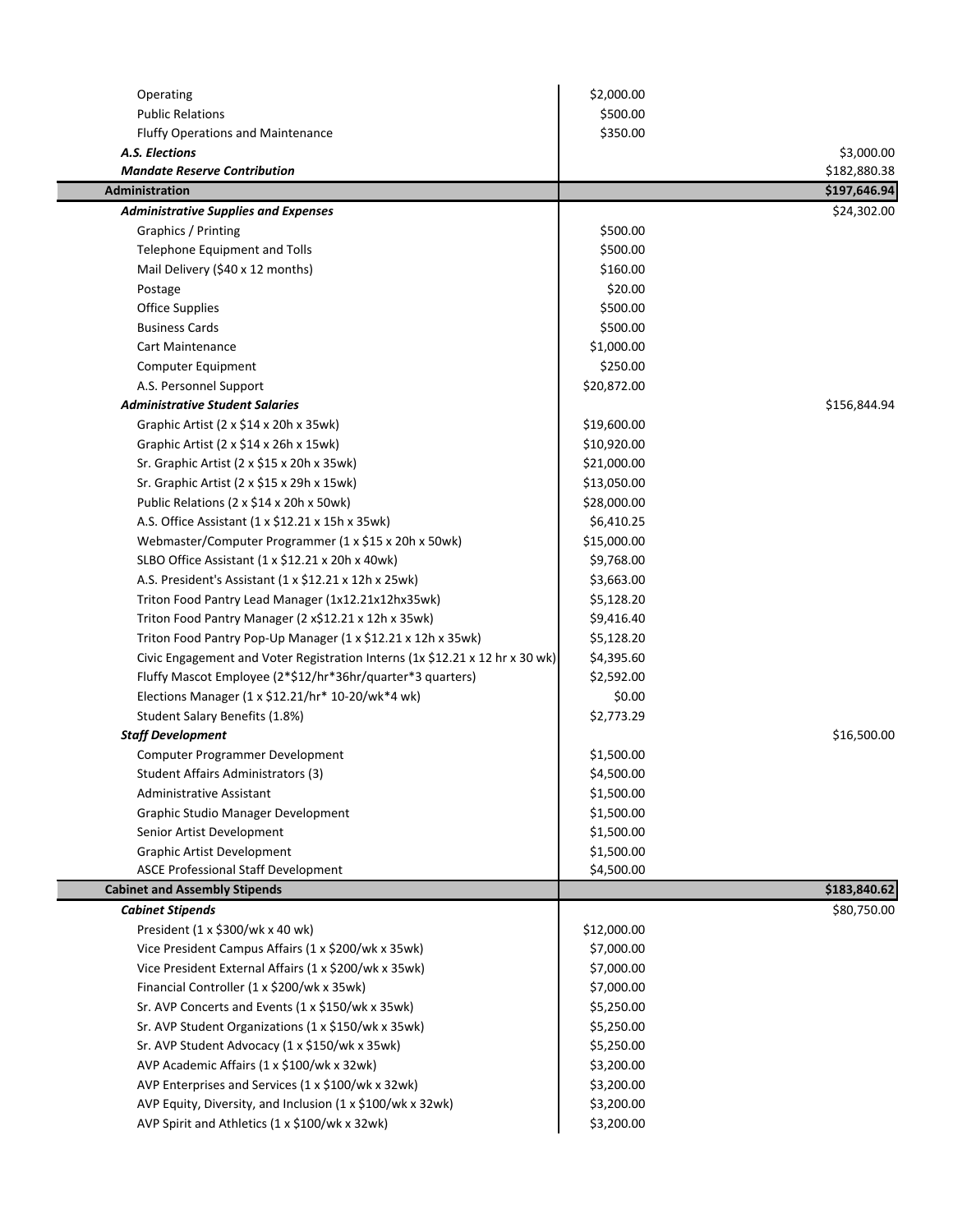| Item | Amount | Total |
|---|---|---|
| Operating | $2,000.00 | |
| Public Relations | $500.00 | |
| Fluffy Operations and Maintenance | $350.00 | |
| ***A.S. Elections*** | | $3,000.00 |
| ***Mandate Reserve Contribution*** | | $182,880.38 |
| **Administration** | | **$197,646.94** |
| ***Administrative Supplies and Expenses*** | | $24,302.00 |
| Graphics / Printing | $500.00 | |
| Telephone Equipment and Tolls | $500.00 | |
| Mail Delivery ($40 x 12 months) | $160.00 | |
| Postage | $20.00 | |
| Office Supplies | $500.00 | |
| Business Cards | $500.00 | |
| Cart Maintenance | $1,000.00 | |
| Computer Equipment | $250.00 | |
| A.S. Personnel Support | $20,872.00 | |
| ***Administrative Student Salaries*** | | $156,844.94 |
| Graphic Artist (2 x $14 x 20h x 35wk) | $19,600.00 | |
| Graphic Artist (2 x $14 x 26h x 15wk) | $10,920.00 | |
| Sr. Graphic Artist (2 x $15 x 20h x 35wk) | $21,000.00 | |
| Sr. Graphic Artist (2 x $15 x 29h x 15wk) | $13,050.00 | |
| Public Relations (2 x $14 x 20h x 50wk) | $28,000.00 | |
| A.S. Office Assistant (1 x $12.21 x 15h x 35wk) | $6,410.25 | |
| Webmaster/Computer Programmer (1 x $15 x 20h x 50wk) | $15,000.00 | |
| SLBO Office Assistant (1 x $12.21 x 20h x 40wk) | $9,768.00 | |
| A.S. President's Assistant (1 x $12.21 x 12h x 25wk) | $3,663.00 | |
| Triton Food Pantry Lead Manager (1x12.21x12hx35wk) | $5,128.20 | |
| Triton Food Pantry Manager (2 x$12.21 x 12h x 35wk) | $9,416.40 | |
| Triton Food Pantry Pop-Up Manager (1 x $12.21 x 12h x 35wk) | $5,128.20 | |
| Civic Engagement and Voter Registration Interns (1x $12.21 x 12 hr x 30 wk) | $4,395.60 | |
| Fluffy Mascot Employee (2*$12/hr*36hr/quarter*3 quarters) | $2,592.00 | |
| Elections Manager (1 x $12.21/hr* 10-20/wk*4 wk) | $0.00 | |
| Student Salary Benefits (1.8%) | $2,773.29 | |
| ***Staff Development*** | | $16,500.00 |
| Computer Programmer Development | $1,500.00 | |
| Student Affairs Administrators (3) | $4,500.00 | |
| Administrative Assistant | $1,500.00 | |
| Graphic Studio Manager Development | $1,500.00 | |
| Senior Artist Development | $1,500.00 | |
| Graphic Artist Development | $1,500.00 | |
| ASCE Professional Staff Development | $4,500.00 | |
| **Cabinet and Assembly Stipends** | | **$183,840.62** |
| ***Cabinet Stipends*** | | $80,750.00 |
| President (1 x $300/wk x 40 wk) | $12,000.00 | |
| Vice President Campus Affairs (1 x $200/wk x 35wk) | $7,000.00 | |
| Vice President External Affairs (1 x $200/wk x 35wk) | $7,000.00 | |
| Financial Controller (1 x $200/wk x 35wk) | $7,000.00 | |
| Sr. AVP Concerts and Events (1 x $150/wk x 35wk) | $5,250.00 | |
| Sr. AVP Student Organizations (1 x $150/wk x 35wk) | $5,250.00 | |
| Sr. AVP Student Advocacy (1 x $150/wk x 35wk) | $5,250.00 | |
| AVP Academic Affairs (1 x $100/wk x 32wk) | $3,200.00 | |
| AVP Enterprises and Services (1 x $100/wk x 32wk) | $3,200.00 | |
| AVP Equity, Diversity, and Inclusion (1 x $100/wk x 32wk) | $3,200.00 | |
| AVP Spirit and Athletics (1 x $100/wk x 32wk) | $3,200.00 | |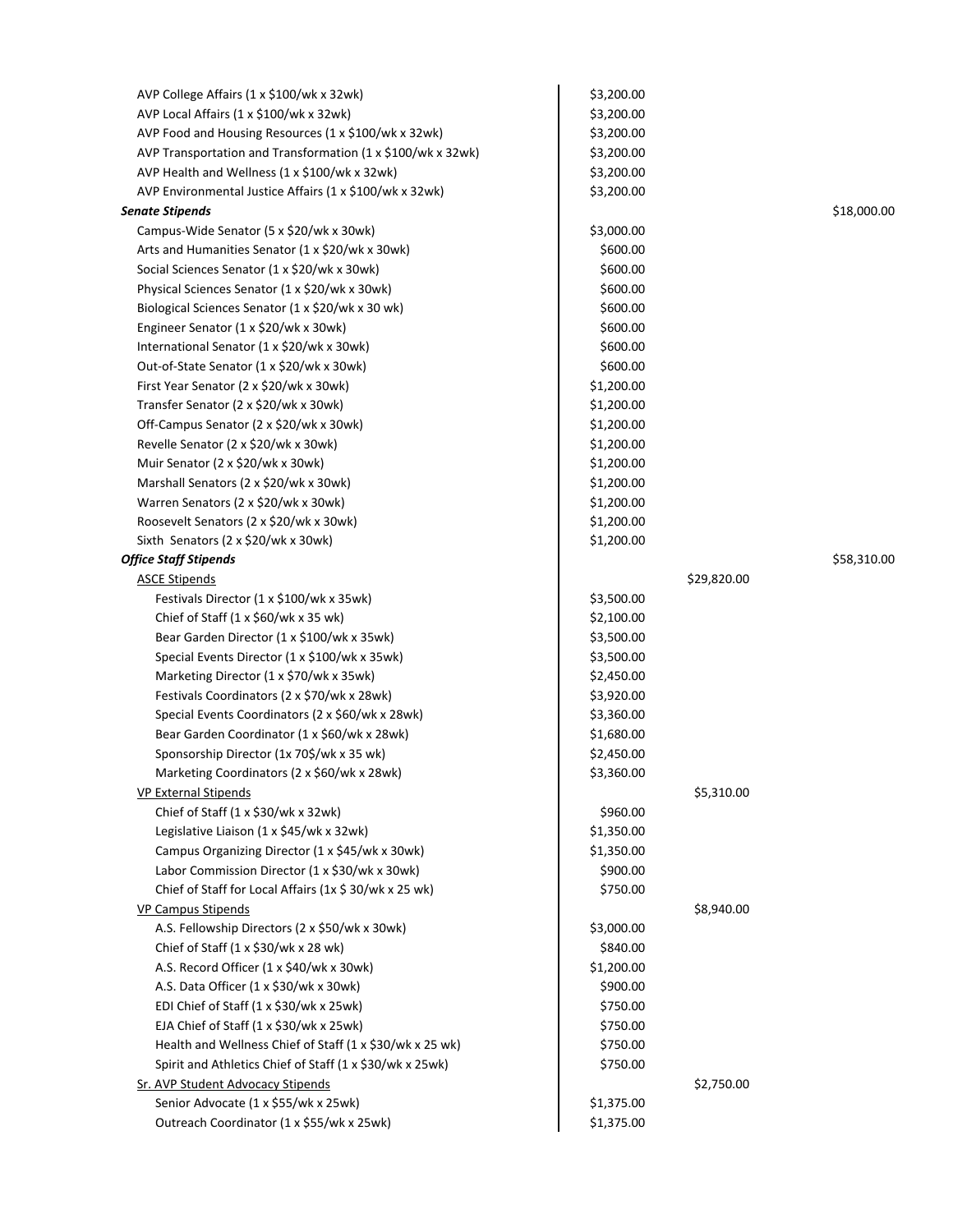| Item | Amount | Subtotal | Total |
|---|---|---|---|
| AVP College Affairs (1 x $100/wk x 32wk) | $3,200.00 | | |
| AVP Local Affairs (1 x $100/wk x 32wk) | $3,200.00 | | |
| AVP Food and Housing Resources (1 x $100/wk x 32wk) | $3,200.00 | | |
| AVP Transportation and Transformation (1 x $100/wk x 32wk) | $3,200.00 | | |
| AVP Health and Wellness (1 x $100/wk x 32wk) | $3,200.00 | | |
| AVP Environmental Justice Affairs (1 x $100/wk x 32wk) | $3,200.00 | | |
| ***Senate Stipends*** | | | $18,000.00 |
| Campus-Wide Senator (5 x $20/wk x 30wk) | $3,000.00 | | |
| Arts and Humanities Senator (1 x $20/wk x 30wk) | $600.00 | | |
| Social Sciences Senator (1 x $20/wk x 30wk) | $600.00 | | |
| Physical Sciences Senator (1 x $20/wk x 30wk) | $600.00 | | |
| Biological Sciences Senator (1 x $20/wk x 30 wk) | $600.00 | | |
| Engineer Senator (1 x $20/wk x 30wk) | $600.00 | | |
| International Senator (1 x $20/wk x 30wk) | $600.00 | | |
| Out-of-State Senator (1 x $20/wk x 30wk) | $600.00 | | |
| First Year Senator (2 x $20/wk x 30wk) | $1,200.00 | | |
| Transfer Senator (2 x $20/wk x 30wk) | $1,200.00 | | |
| Off-Campus Senator (2 x $20/wk x 30wk) | $1,200.00 | | |
| Revelle Senator (2 x $20/wk x 30wk) | $1,200.00 | | |
| Muir Senator (2 x $20/wk x 30wk) | $1,200.00 | | |
| Marshall Senators (2 x $20/wk x 30wk) | $1,200.00 | | |
| Warren Senators (2 x $20/wk x 30wk) | $1,200.00 | | |
| Roosevelt Senators (2 x $20/wk x 30wk) | $1,200.00 | | |
| Sixth Senators (2 x $20/wk x 30wk) | $1,200.00 | | |
| ***Office Staff Stipends*** | | | $58,310.00 |
| <u>ASCE Stipends</u> | | $29,820.00 | |
| Festivals Director (1 x $100/wk x 35wk) | $3,500.00 | | |
| Chief of Staff (1 x $60/wk x 35 wk) | $2,100.00 | | |
| Bear Garden Director (1 x $100/wk x 35wk) | $3,500.00 | | |
| Special Events Director (1 x $100/wk x 35wk) | $3,500.00 | | |
| Marketing Director (1 x $70/wk x 35wk) | $2,450.00 | | |
| Festivals Coordinators (2 x $70/wk x 28wk) | $3,920.00 | | |
| Special Events Coordinators (2 x $60/wk x 28wk) | $3,360.00 | | |
| Bear Garden Coordinator (1 x $60/wk x 28wk) | $1,680.00 | | |
| Sponsorship Director (1x 70$/wk x 35 wk) | $2,450.00 | | |
| Marketing Coordinators (2 x $60/wk x 28wk) | $3,360.00 | | |
| <u>VP External Stipends</u> | | $5,310.00 | |
| Chief of Staff (1 x $30/wk x 32wk) | $960.00 | | |
| Legislative Liaison (1 x $45/wk x 32wk) | $1,350.00 | | |
| Campus Organizing Director (1 x $45/wk x 30wk) | $1,350.00 | | |
| Labor Commission Director (1 x $30/wk x 30wk) | $900.00 | | |
| Chief of Staff for Local Affairs (1x $ 30/wk x 25 wk) | $750.00 | | |
| <u>VP Campus Stipends</u> | | $8,940.00 | |
| A.S. Fellowship Directors (2 x $50/wk x 30wk) | $3,000.00 | | |
| Chief of Staff (1 x $30/wk x 28 wk) | $840.00 | | |
| A.S. Record Officer (1 x $40/wk x 30wk) | $1,200.00 | | |
| A.S. Data Officer (1 x $30/wk x 30wk) | $900.00 | | |
| EDI Chief of Staff (1 x $30/wk x 25wk) | $750.00 | | |
| EJA Chief of Staff (1 x $30/wk x 25wk) | $750.00 | | |
| Health and Wellness Chief of Staff (1 x $30/wk x 25 wk) | $750.00 | | |
| Spirit and Athletics Chief of Staff (1 x $30/wk x 25wk) | $750.00 | | |
| <u>Sr. AVP Student Advocacy Stipends</u> | | $2,750.00 | |
| Senior Advocate (1 x $55/wk x 25wk) | $1,375.00 | | |
| Outreach Coordinator (1 x $55/wk x 25wk) | $1,375.00 | | |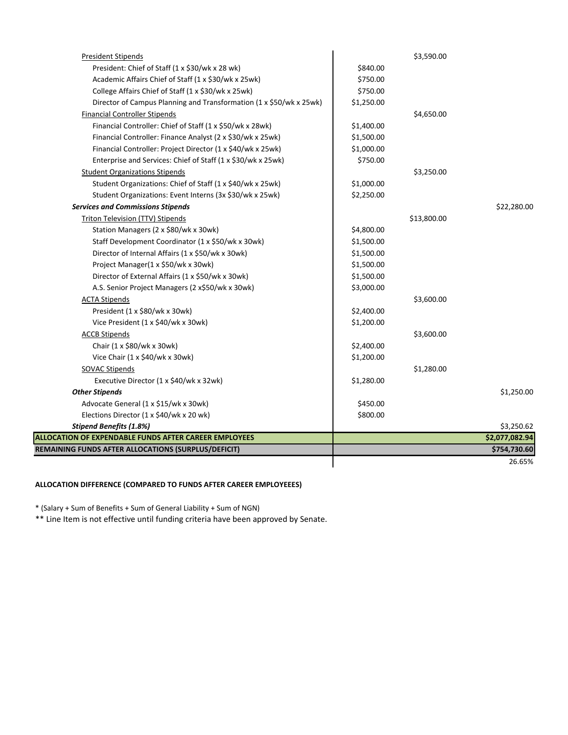| | | | |
|---|---|---|---|
| President Stipends | | $3,590.00 | |
| President: Chief of Staff (1 x $30/wk x 28 wk) | $840.00 | | |
| Academic Affairs Chief of Staff (1 x $30/wk x 25wk) | $750.00 | | |
| College Affairs Chief of Staff (1 x $30/wk x 25wk) | $750.00 | | |
| Director of Campus Planning and Transformation (1 x $50/wk x 25wk) | $1,250.00 | | |
| Financial Controller Stipends | | $4,650.00 | |
| Financial Controller: Chief of Staff (1 x $50/wk x 28wk) | $1,400.00 | | |
| Financial Controller: Finance Analyst (2 x $30/wk x 25wk) | $1,500.00 | | |
| Financial Controller: Project Director (1 x $40/wk x 25wk) | $1,000.00 | | |
| Enterprise and Services: Chief of Staff (1 x $30/wk x 25wk) | $750.00 | | |
| Student Organizations Stipends | | $3,250.00 | |
| Student Organizations: Chief of Staff (1 x $40/wk x 25wk) | $1,000.00 | | |
| Student Organizations: Event Interns (3x $30/wk x 25wk) | $2,250.00 | | |
| ***Services and Commissions Stipends*** | | | $22,280.00 |
| Triton Television (TTV) Stipends | | $13,800.00 | |
| Station Managers (2 x $80/wk x 30wk) | $4,800.00 | | |
| Staff Development Coordinator (1 x $50/wk x 30wk) | $1,500.00 | | |
| Director of Internal Affairs (1 x $50/wk x 30wk) | $1,500.00 | | |
| Project Manager(1 x $50/wk x 30wk) | $1,500.00 | | |
| Director of External Affairs (1 x $50/wk x 30wk) | $1,500.00 | | |
| A.S. Senior Project Managers (2 x$50/wk x 30wk) | $3,000.00 | | |
| ACTA Stipends | | $3,600.00 | |
| President (1 x $80/wk x 30wk) | $2,400.00 | | |
| Vice President (1 x $40/wk x 30wk) | $1,200.00 | | |
| ACCB Stipends | | $3,600.00 | |
| Chair (1 x $80/wk x 30wk) | $2,400.00 | | |
| Vice Chair (1 x $40/wk x 30wk) | $1,200.00 | | |
| SOVAC Stipends | | $1,280.00 | |
| Executive Director (1 x $40/wk x 32wk) | $1,280.00 | | |
| ***Other Stipends*** | | | $1,250.00 |
| Advocate General (1 x $15/wk x 30wk) | $450.00 | | |
| Elections Director (1 x $40/wk x 20 wk) | $800.00 | | |
| ***Stipend Benefits (1.8%)*** | | | $3,250.62 |
| **ALLOCATION OF EXPENDABLE FUNDS AFTER CAREER EMPLOYEES** | | | **$2,077,082.94** |
| **REMAINING FUNDS AFTER ALLOCATIONS (SURPLUS/DEFICIT)** | | | **$754,730.60** |
| | | | 26.65% |

**ALLOCATION DIFFERENCE (COMPARED TO FUNDS AFTER CAREER EMPLOYEEES)**

\* (Salary + Sum of Benefits + Sum of General Liability + Sum of NGN)

\*\* Line Item is not effective until funding criteria have been approved by Senate.